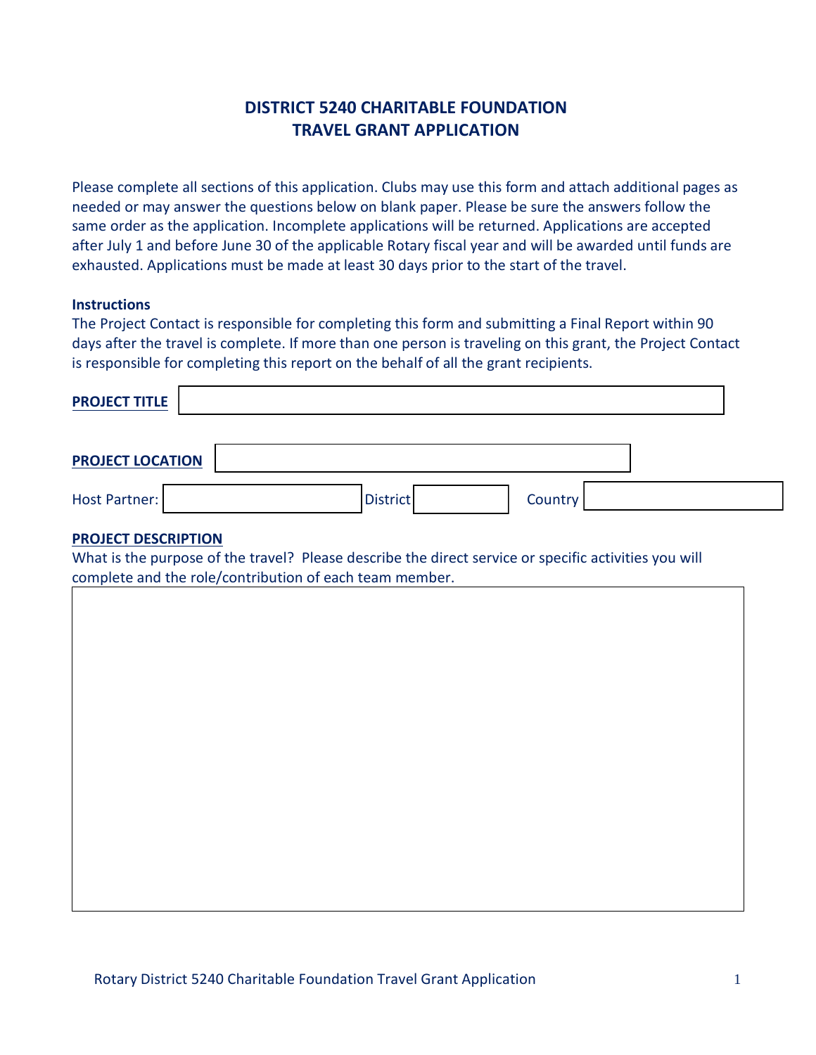# DISTRICT 5240 CHARITABLE FOUNDATION
# TRAVEL GRANT APPLICATION

Please complete all sections of this application. Clubs may use this form and attach additional pages as needed or may answer the questions below on blank paper. Please be sure the answers follow the same order as the application. Incomplete applications will be returned. Applications are accepted after July 1 and before June 30 of the applicable Rotary fiscal year and will be awarded until funds are exhausted. Applications must be made at least 30 days prior to the start of the travel.

**Instructions**

The Project Contact is responsible for completing this form and submitting a Final Report within 90 days after the travel is complete. If more than one person is traveling on this grant, the Project Contact is responsible for completing this report on the behalf of all the grant recipients.

**PROJECT TITLE**

**PROJECT LOCATION**

Host Partner: District Country

**PROJECT DESCRIPTION**

What is the purpose of the travel? Please describe the direct service or specific activities you will complete and the role/contribution of each team member.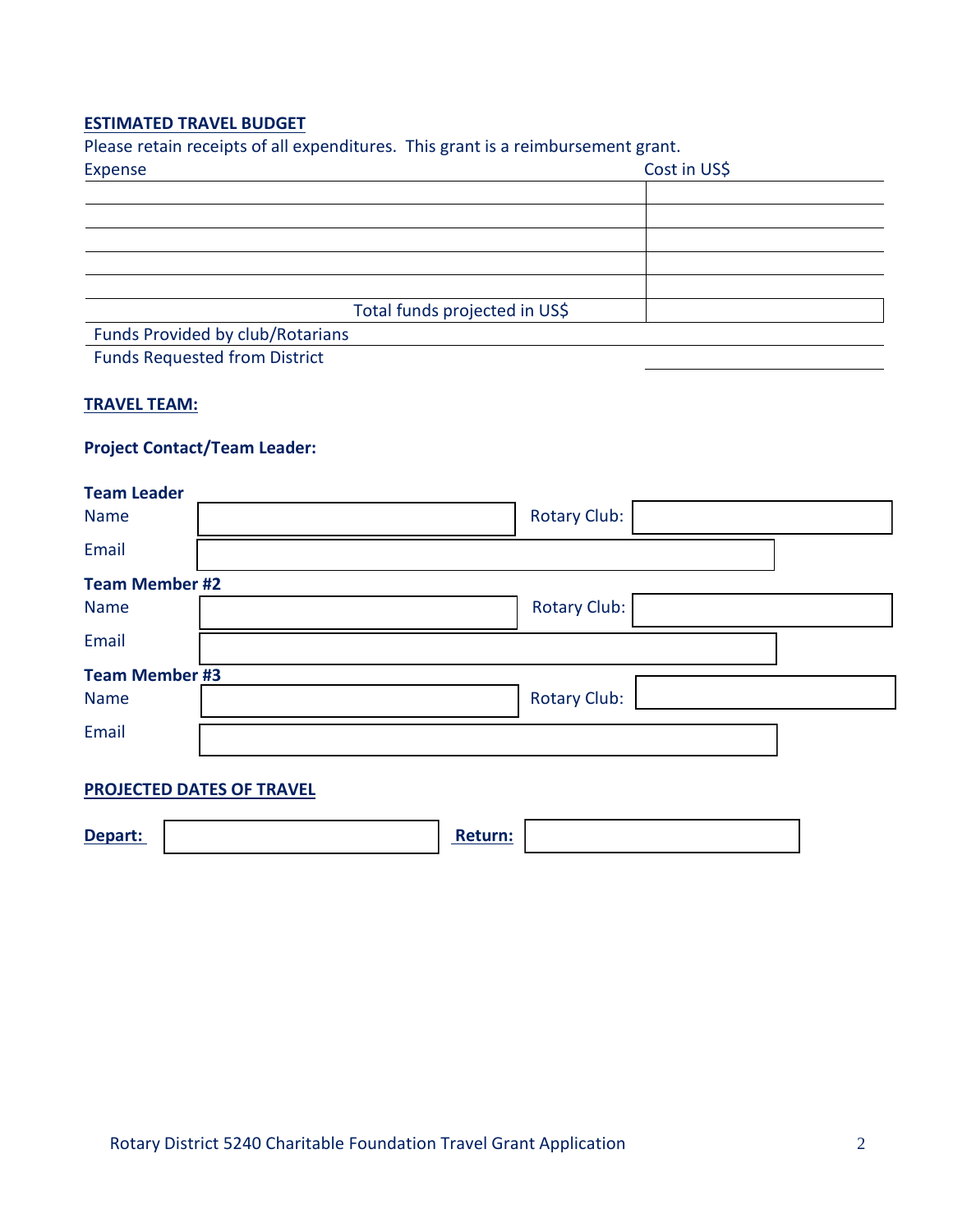**ESTIMATED TRAVEL BUDGET**

Please retain receipts of all expenditures. This grant is a reimbursement grant.

| Expense | Cost in US$ |
| --- | --- |
| | |
| | |
| | |
| | |
| | |
| Total funds projected in US$ | |
| Funds Provided by club/Rotarians | |
| Funds Requested from District | |

**TRAVEL TEAM:**

**Project Contact/Team Leader:**

**Team Leader**

Name: ______________ Rotary Club: ______________

Email: ______________

**Team Member #2**

Name: ______________ Rotary Club: ______________

Email: ______________

**Team Member #3**

Name: ______________ Rotary Club: ______________

Email: ______________

**PROJECTED DATES OF TRAVEL**

**Depart:** ______________ **Return:** ______________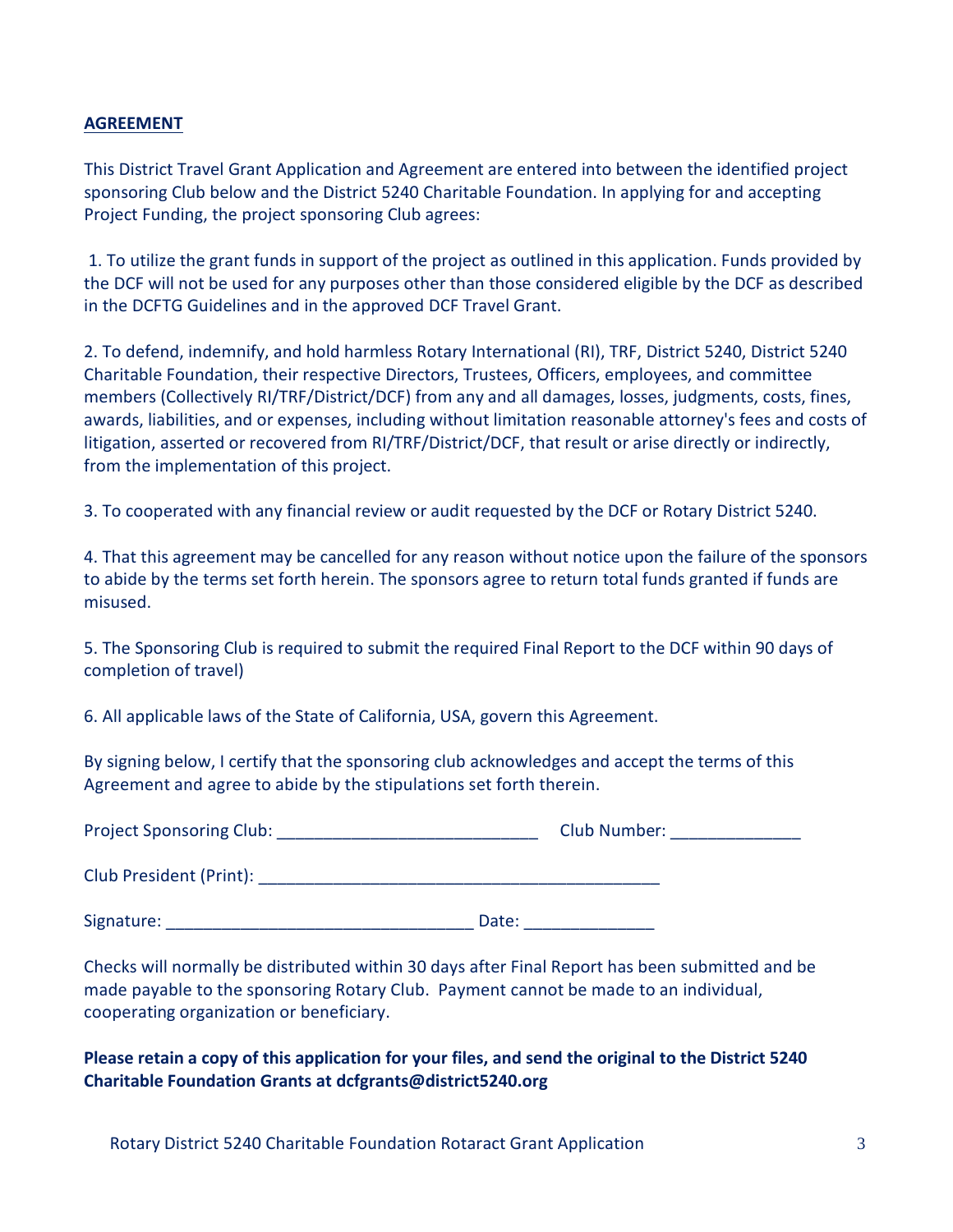**AGREEMENT**

This District Travel Grant Application and Agreement are entered into between the identified project sponsoring Club below and the District 5240 Charitable Foundation. In applying for and accepting Project Funding, the project sponsoring Club agrees:

1. To utilize the grant funds in support of the project as outlined in this application. Funds provided by the DCF will not be used for any purposes other than those considered eligible by the DCF as described in the DCFTG Guidelines and in the approved DCF Travel Grant.

2. To defend, indemnify, and hold harmless Rotary International (RI), TRF, District 5240, District 5240 Charitable Foundation, their respective Directors, Trustees, Officers, employees, and committee members (Collectively RI/TRF/District/DCF) from any and all damages, losses, judgments, costs, fines, awards, liabilities, and or expenses, including without limitation reasonable attorney's fees and costs of litigation, asserted or recovered from RI/TRF/District/DCF, that result or arise directly or indirectly, from the implementation of this project.

3. To cooperated with any financial review or audit requested by the DCF or Rotary District 5240.

4. That this agreement may be cancelled for any reason without notice upon the failure of the sponsors to abide by the terms set forth herein. The sponsors agree to return total funds granted if funds are misused.

5. The Sponsoring Club is required to submit the required Final Report to the DCF within 90 days of completion of travel)

6. All applicable laws of the State of California, USA, govern this Agreement.

By signing below, I certify that the sponsoring club acknowledges and accept the terms of this Agreement and agree to abide by the stipulations set forth therein.

Project Sponsoring Club: ____________________________ Club Number: ______________

Club President (Print): ___________________________________________

Signature: _________________________________ Date: ______________

Checks will normally be distributed within 30 days after Final Report has been submitted and be made payable to the sponsoring Rotary Club. Payment cannot be made to an individual, cooperating organization or beneficiary.

**Please retain a copy of this application for your files, and send the original to the District 5240 Charitable Foundation Grants at dcfgrants@district5240.org**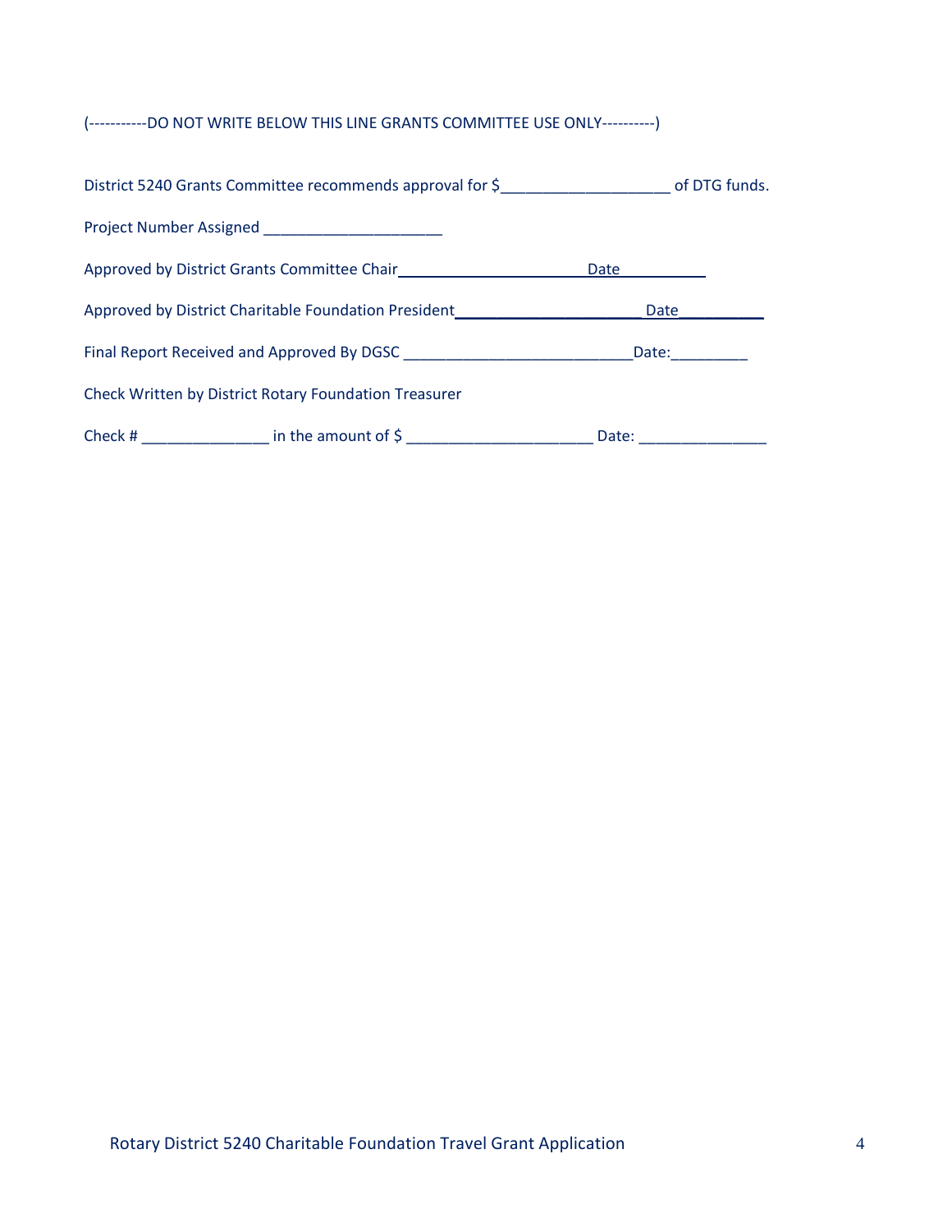(-----------DO NOT WRITE BELOW THIS LINE GRANTS COMMITTEE USE ONLY----------)

District 5240 Grants Committee recommends approval for $____________________ of DTG funds.

Project Number Assigned _____________________

Approved by District Grants Committee Chair______________________ Date__________

Approved by District Charitable Foundation President______________________ Date__________

Final Report Received and Approved By DGSC ___________________________Date:_________

Check Written by District Rotary Foundation Treasurer

Check # _______________ in the amount of $ ______________________ Date: _______________

Rotary District 5240 Charitable Foundation Travel Grant Application